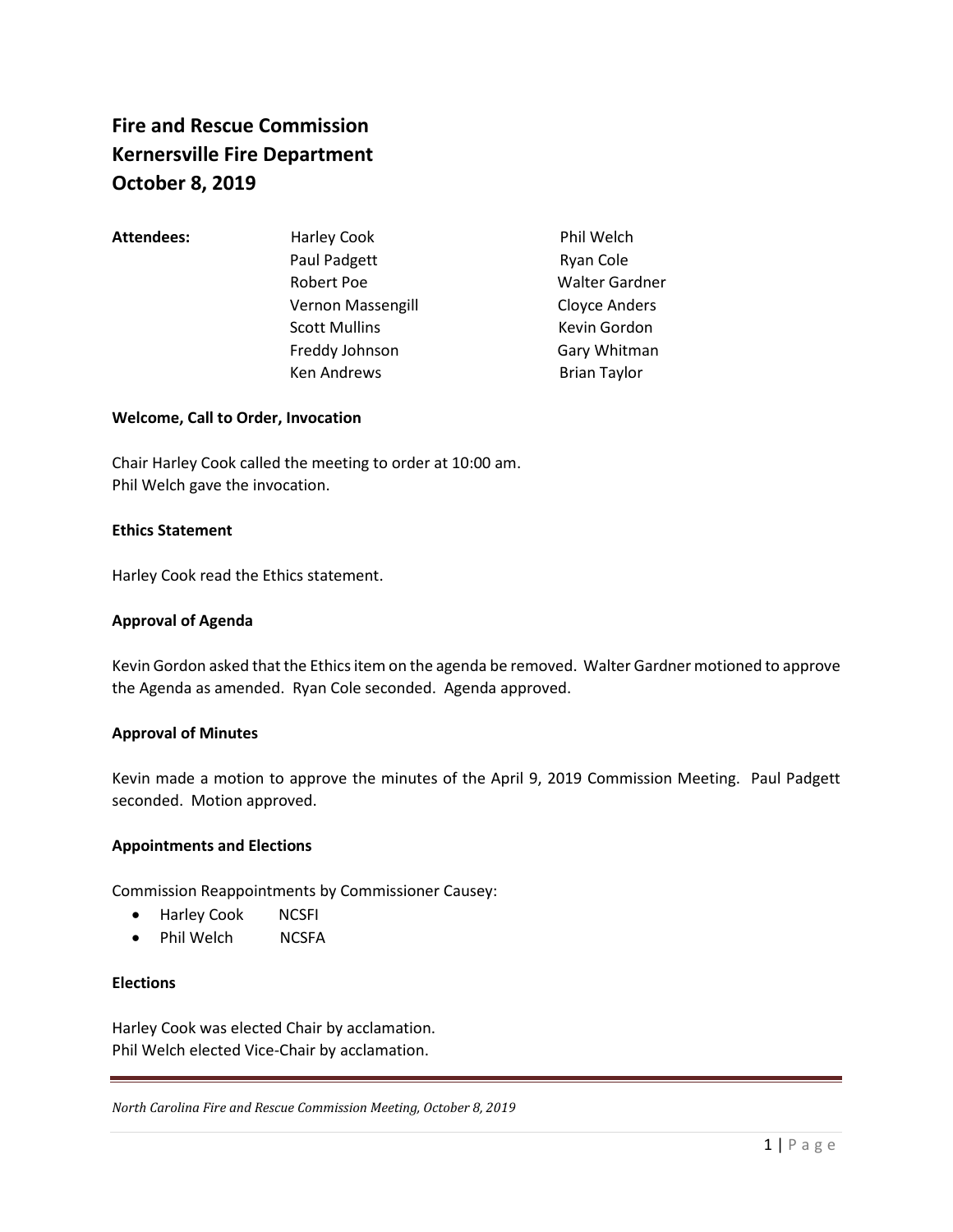# Fire and Rescue Commission
# Kernersville Fire Department
# October 8, 2019

**Attendees:**

| | |
|---|---|
| Harley Cook | Phil Welch |
| Paul Padgett | Ryan Cole |
| Robert Poe | Walter Gardner |
| Vernon Massengill | Cloyce Anders |
| Scott Mullins | Kevin Gordon |
| Freddy Johnson | Gary Whitman |
| Ken Andrews | Brian Taylor |

**Welcome, Call to Order, Invocation**

Chair Harley Cook called the meeting to order at 10:00 am.
Phil Welch gave the invocation.

**Ethics Statement**

Harley Cook read the Ethics statement.

**Approval of Agenda**

Kevin Gordon asked that the Ethics item on the agenda be removed. Walter Gardner motioned to approve the Agenda as amended. Ryan Cole seconded. Agenda approved.

**Approval of Minutes**

Kevin made a motion to approve the minutes of the April 9, 2019 Commission Meeting. Paul Padgett seconded. Motion approved.

**Appointments and Elections**

Commission Reappointments by Commissioner Causey:

- Harley Cook NCSFI
- Phil Welch NCSFA

**Elections**

Harley Cook was elected Chair by acclamation.
Phil Welch elected Vice-Chair by acclamation.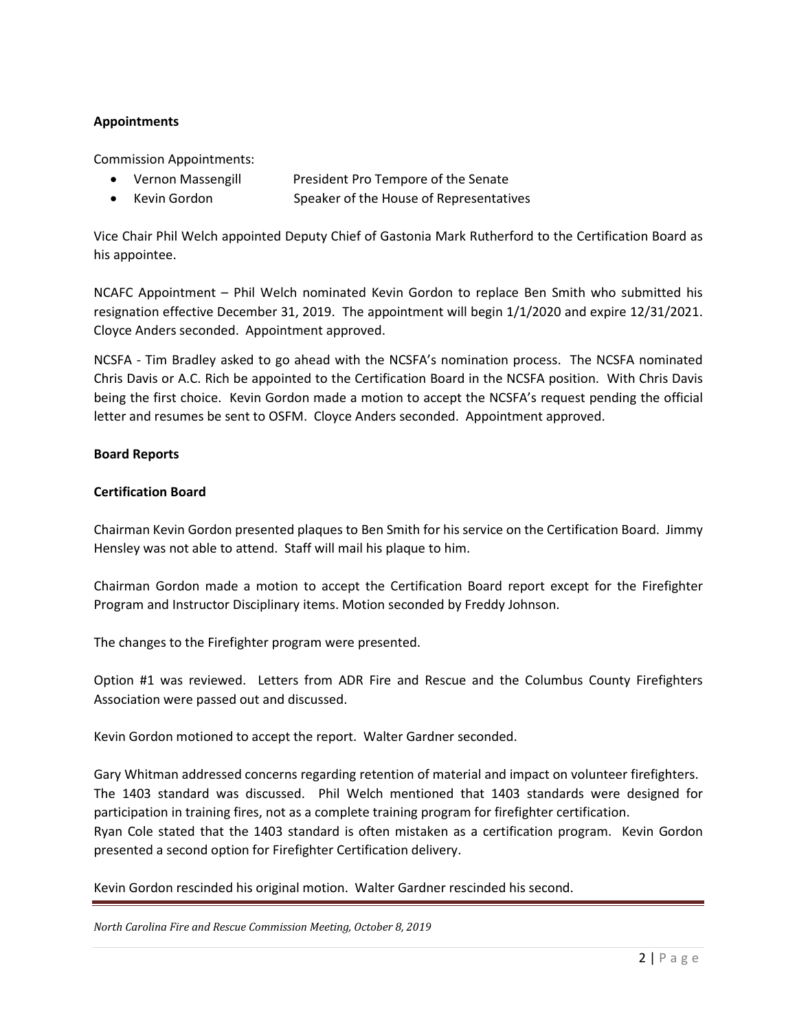**Appointments**

Commission Appointments:

- Vernon Massengill President Pro Tempore of the Senate
- Kevin Gordon Speaker of the House of Representatives

Vice Chair Phil Welch appointed Deputy Chief of Gastonia Mark Rutherford to the Certification Board as his appointee.

NCAFC Appointment – Phil Welch nominated Kevin Gordon to replace Ben Smith who submitted his resignation effective December 31, 2019. The appointment will begin 1/1/2020 and expire 12/31/2021. Cloyce Anders seconded. Appointment approved.

NCSFA - Tim Bradley asked to go ahead with the NCSFA's nomination process. The NCSFA nominated Chris Davis or A.C. Rich be appointed to the Certification Board in the NCSFA position. With Chris Davis being the first choice. Kevin Gordon made a motion to accept the NCSFA's request pending the official letter and resumes be sent to OSFM. Cloyce Anders seconded. Appointment approved.

**Board Reports**

**Certification Board**

Chairman Kevin Gordon presented plaques to Ben Smith for his service on the Certification Board. Jimmy Hensley was not able to attend. Staff will mail his plaque to him.

Chairman Gordon made a motion to accept the Certification Board report except for the Firefighter Program and Instructor Disciplinary items. Motion seconded by Freddy Johnson.

The changes to the Firefighter program were presented.

Option #1 was reviewed. Letters from ADR Fire and Rescue and the Columbus County Firefighters Association were passed out and discussed.

Kevin Gordon motioned to accept the report. Walter Gardner seconded.

Gary Whitman addressed concerns regarding retention of material and impact on volunteer firefighters. The 1403 standard was discussed. Phil Welch mentioned that 1403 standards were designed for participation in training fires, not as a complete training program for firefighter certification.
Ryan Cole stated that the 1403 standard is often mistaken as a certification program. Kevin Gordon presented a second option for Firefighter Certification delivery.

Kevin Gordon rescinded his original motion. Walter Gardner rescinded his second.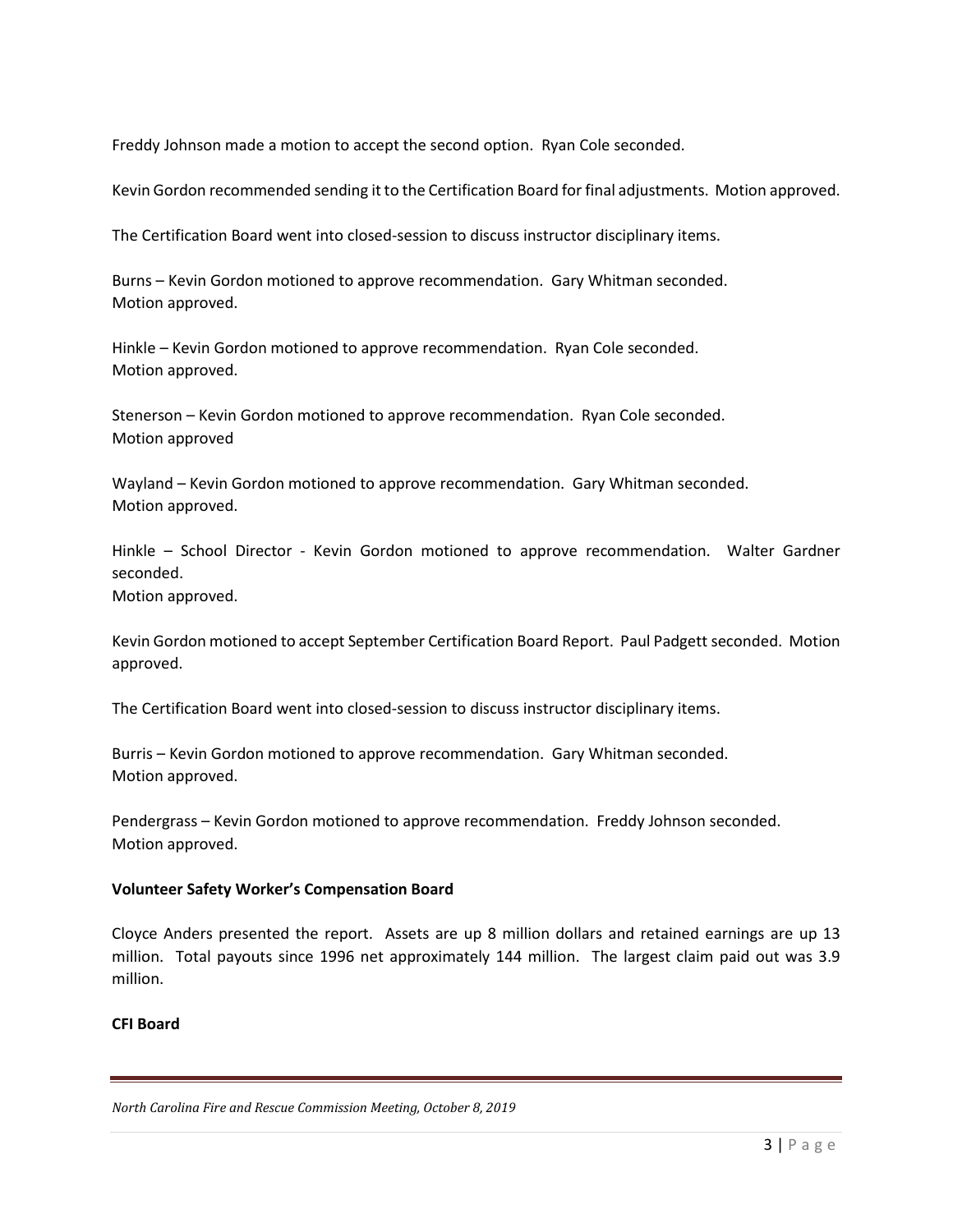Freddy Johnson made a motion to accept the second option. Ryan Cole seconded.

Kevin Gordon recommended sending it to the Certification Board for final adjustments. Motion approved.

The Certification Board went into closed-session to discuss instructor disciplinary items.

Burns – Kevin Gordon motioned to approve recommendation. Gary Whitman seconded.
Motion approved.

Hinkle – Kevin Gordon motioned to approve recommendation. Ryan Cole seconded.
Motion approved.

Stenerson – Kevin Gordon motioned to approve recommendation. Ryan Cole seconded.
Motion approved

Wayland – Kevin Gordon motioned to approve recommendation. Gary Whitman seconded.
Motion approved.

Hinkle – School Director - Kevin Gordon motioned to approve recommendation. Walter Gardner seconded.
Motion approved.

Kevin Gordon motioned to accept September Certification Board Report. Paul Padgett seconded. Motion approved.

The Certification Board went into closed-session to discuss instructor disciplinary items.

Burris – Kevin Gordon motioned to approve recommendation. Gary Whitman seconded.
Motion approved.

Pendergrass – Kevin Gordon motioned to approve recommendation. Freddy Johnson seconded.
Motion approved.

**Volunteer Safety Worker's Compensation Board**

Cloyce Anders presented the report. Assets are up 8 million dollars and retained earnings are up 13 million. Total payouts since 1996 net approximately 144 million. The largest claim paid out was 3.9 million.

**CFI Board**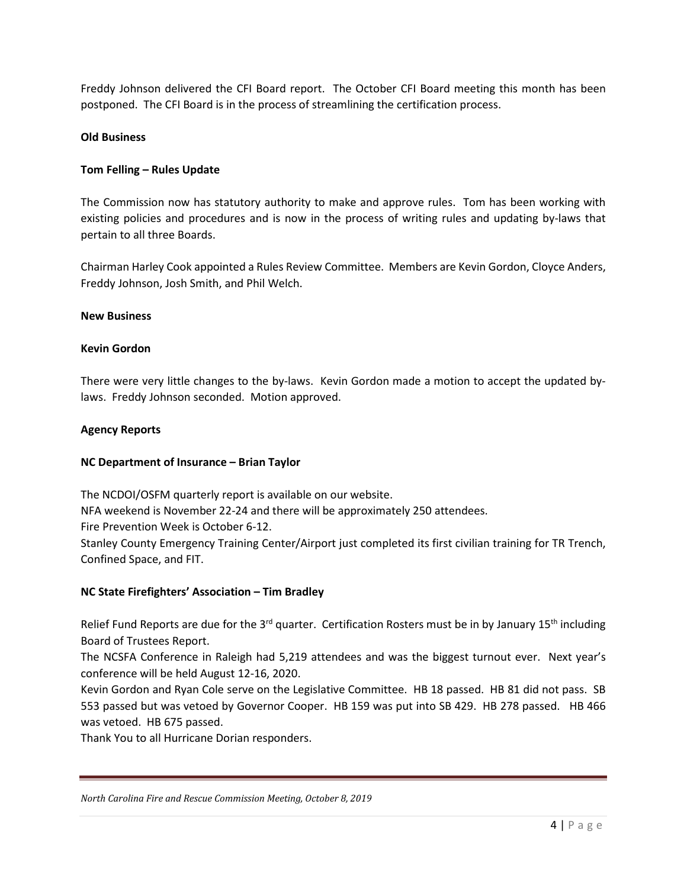Freddy Johnson delivered the CFI Board report. The October CFI Board meeting this month has been postponed. The CFI Board is in the process of streamlining the certification process.

**Old Business**

**Tom Felling – Rules Update**

The Commission now has statutory authority to make and approve rules. Tom has been working with existing policies and procedures and is now in the process of writing rules and updating by-laws that pertain to all three Boards.

Chairman Harley Cook appointed a Rules Review Committee. Members are Kevin Gordon, Cloyce Anders, Freddy Johnson, Josh Smith, and Phil Welch.

**New Business**

**Kevin Gordon**

There were very little changes to the by-laws. Kevin Gordon made a motion to accept the updated by-laws. Freddy Johnson seconded. Motion approved.

**Agency Reports**

**NC Department of Insurance – Brian Taylor**

The NCDOI/OSFM quarterly report is available on our website.
NFA weekend is November 22-24 and there will be approximately 250 attendees.
Fire Prevention Week is October 6-12.
Stanley County Emergency Training Center/Airport just completed its first civilian training for TR Trench, Confined Space, and FIT.

**NC State Firefighters' Association – Tim Bradley**

Relief Fund Reports are due for the 3rd quarter. Certification Rosters must be in by January 15th including Board of Trustees Report.
The NCSFA Conference in Raleigh had 5,219 attendees and was the biggest turnout ever. Next year's conference will be held August 12-16, 2020.
Kevin Gordon and Ryan Cole serve on the Legislative Committee. HB 18 passed. HB 81 did not pass. SB 553 passed but was vetoed by Governor Cooper. HB 159 was put into SB 429. HB 278 passed. HB 466 was vetoed. HB 675 passed.
Thank You to all Hurricane Dorian responders.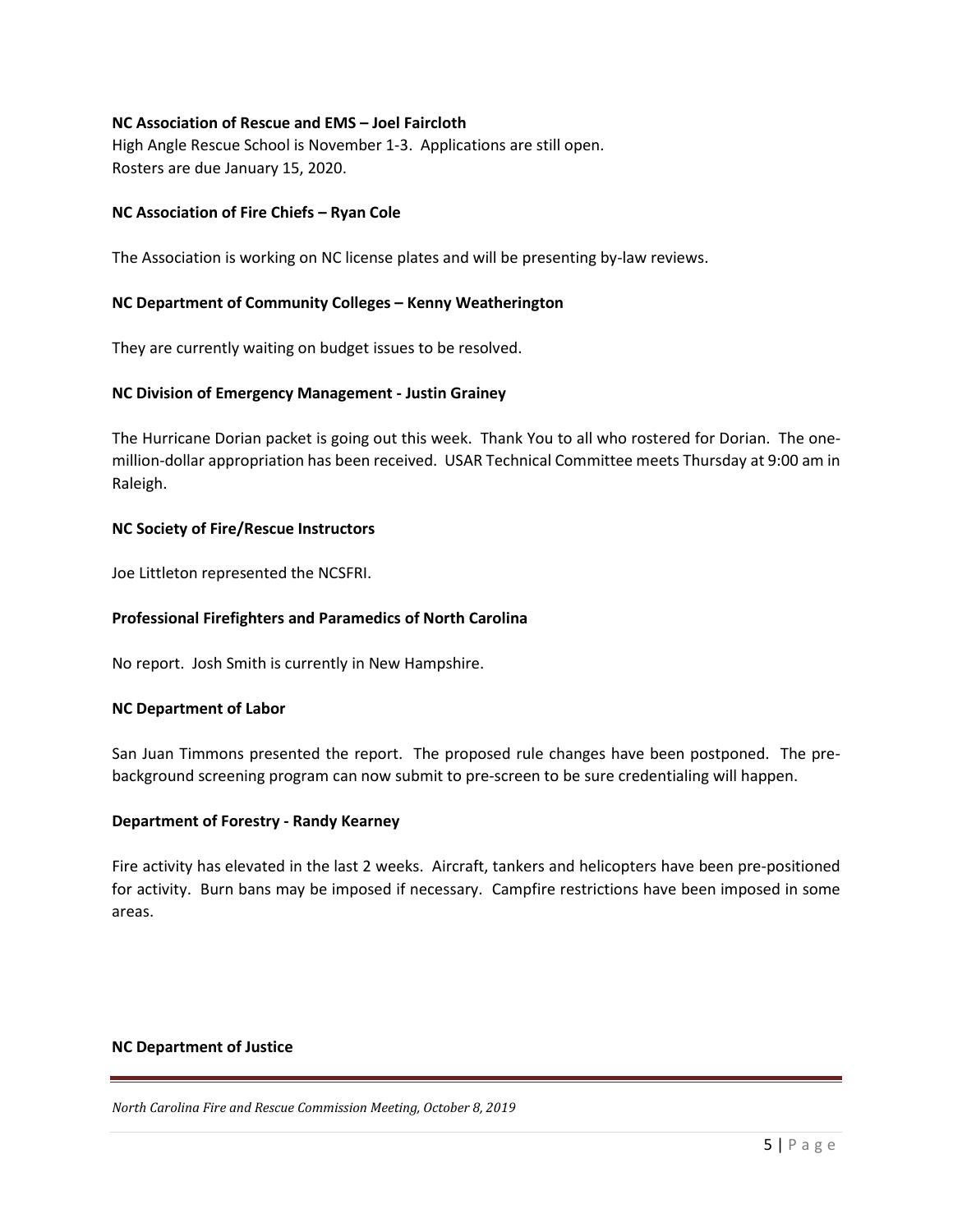**NC Association of Rescue and EMS – Joel Faircloth**

High Angle Rescue School is November 1-3. Applications are still open.
Rosters are due January 15, 2020.

**NC Association of Fire Chiefs – Ryan Cole**

The Association is working on NC license plates and will be presenting by-law reviews.

**NC Department of Community Colleges – Kenny Weatherington**

They are currently waiting on budget issues to be resolved.

**NC Division of Emergency Management - Justin Grainey**

The Hurricane Dorian packet is going out this week. Thank You to all who rostered for Dorian. The one-million-dollar appropriation has been received. USAR Technical Committee meets Thursday at 9:00 am in Raleigh.

**NC Society of Fire/Rescue Instructors**

Joe Littleton represented the NCSFRI.

**Professional Firefighters and Paramedics of North Carolina**

No report. Josh Smith is currently in New Hampshire.

**NC Department of Labor**

San Juan Timmons presented the report. The proposed rule changes have been postponed. The pre-background screening program can now submit to pre-screen to be sure credentialing will happen.

**Department of Forestry - Randy Kearney**

Fire activity has elevated in the last 2 weeks. Aircraft, tankers and helicopters have been pre-positioned for activity. Burn bans may be imposed if necessary. Campfire restrictions have been imposed in some areas.

**NC Department of Justice**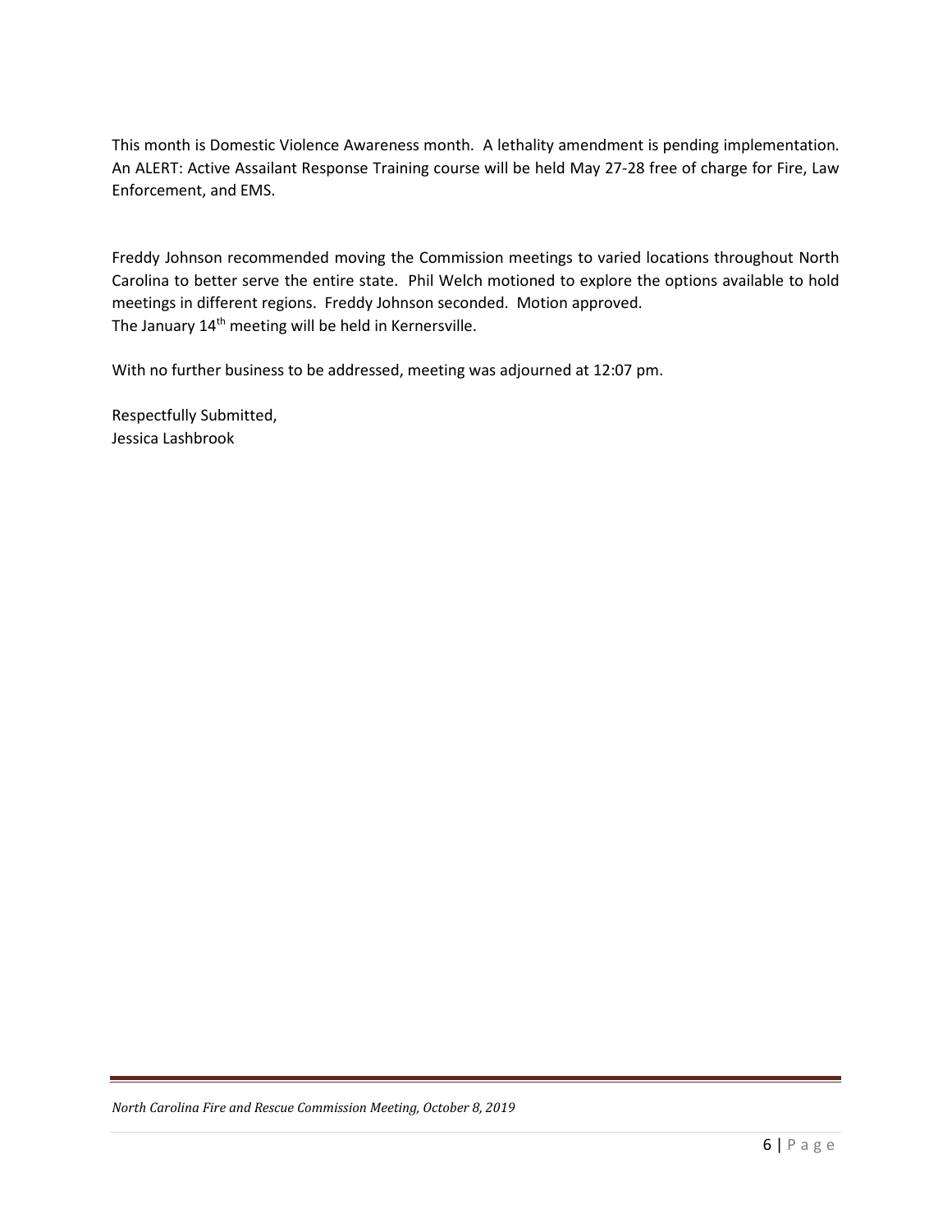This month is Domestic Violence Awareness month. A lethality amendment is pending implementation. An ALERT: Active Assailant Response Training course will be held May 27-28 free of charge for Fire, Law Enforcement, and EMS.

Freddy Johnson recommended moving the Commission meetings to varied locations throughout North Carolina to better serve the entire state. Phil Welch motioned to explore the options available to hold meetings in different regions. Freddy Johnson seconded. Motion approved.
The January 14th meeting will be held in Kernersville.

With no further business to be addressed, meeting was adjourned at 12:07 pm.

Respectfully Submitted,
Jessica Lashbrook